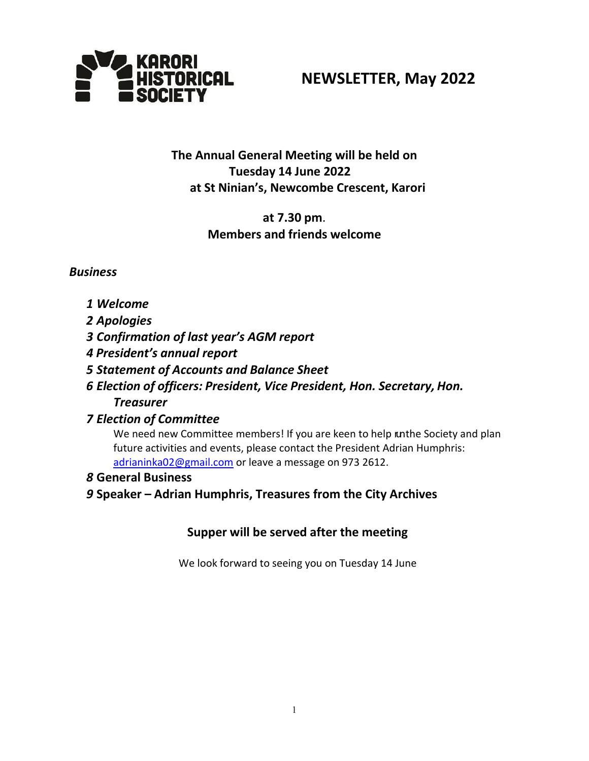KARORI HISTORICAL SOCIETY

# NEWSLETTER, May 2022

**The Annual General Meeting will be held on**
**Tuesday 14 June 2022**
**at St Ninian's, Newcombe Crescent, Karori**

**at 7.30 pm.**
**Members and friends welcome**

***Business***

*1 Welcome*
*2 Apologies*
*3 Confirmation of last year's AGM report*
*4 President's annual report*
*5 Statement of Accounts and Balance Sheet*
*6 Election of officers: President, Vice President, Hon. Secretary, Hon. Treasurer*
*7 Election of Committee*

We need new Committee members! If you are keen to help run the Society and plan future activities and events, please contact the President Adrian Humphris: adrianinka02@gmail.com or leave a message on 973 2612.

*8* **General Business**
*9* **Speaker – Adrian Humphris, Treasures from the City Archives**

**Supper will be served after the meeting**

We look forward to seeing you on Tuesday 14 June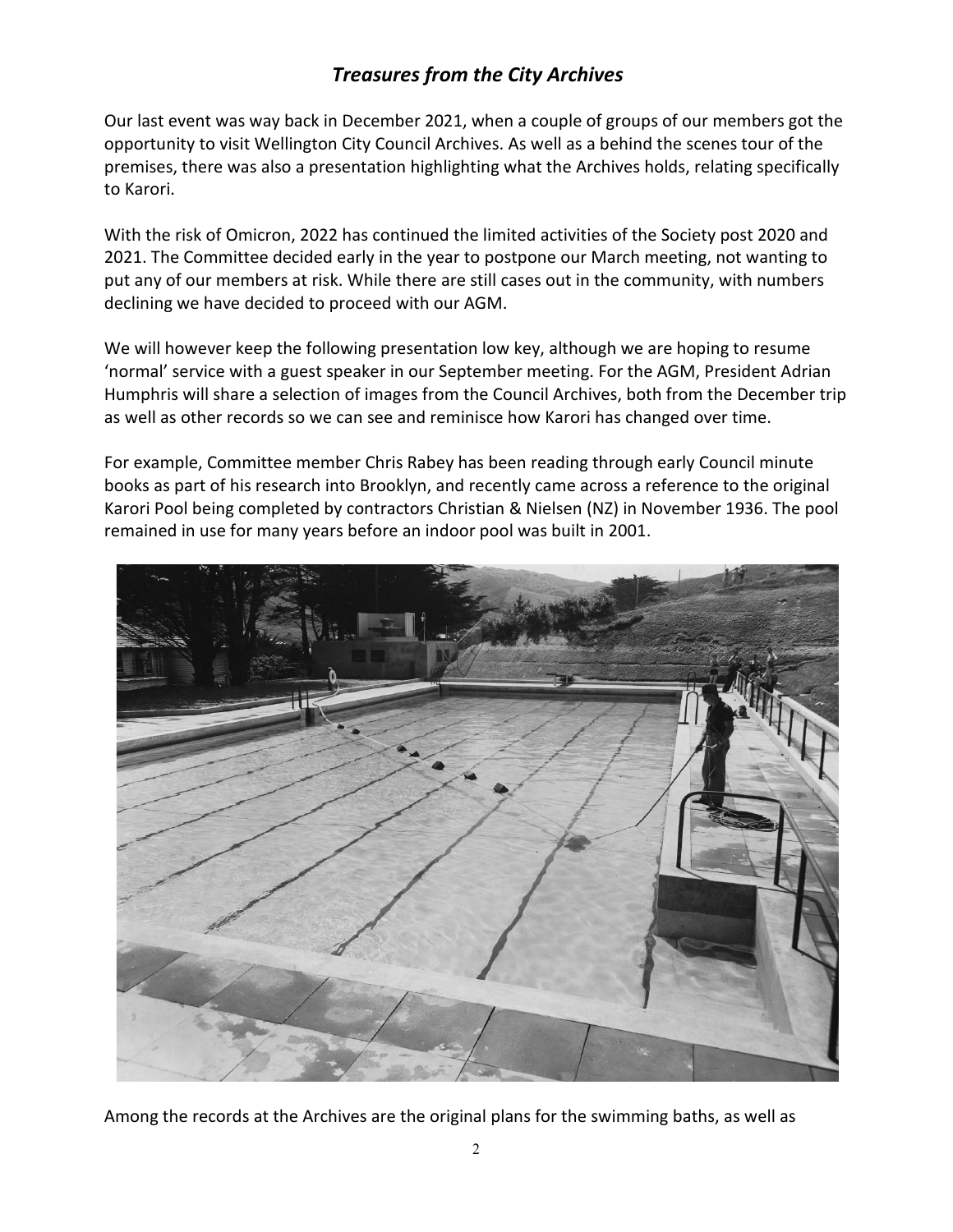## *Treasures from the City Archives*

Our last event was way back in December 2021, when a couple of groups of our members got the opportunity to visit Wellington City Council Archives. As well as a behind the scenes tour of the premises, there was also a presentation highlighting what the Archives holds, relating specifically to Karori.

With the risk of Omicron, 2022 has continued the limited activities of the Society post 2020 and 2021. The Committee decided early in the year to postpone our March meeting, not wanting to put any of our members at risk. While there are still cases out in the community, with numbers declining we have decided to proceed with our AGM.

We will however keep the following presentation low key, although we are hoping to resume 'normal' service with a guest speaker in our September meeting. For the AGM, President Adrian Humphris will share a selection of images from the Council Archives, both from the December trip as well as other records so we can see and reminisce how Karori has changed over time.

For example, Committee member Chris Rabey has been reading through early Council minute books as part of his research into Brooklyn, and recently came across a reference to the original Karori Pool being completed by contractors Christian & Nielsen (NZ) in November 1936. The pool remained in use for many years before an indoor pool was built in 2001.

Among the records at the Archives are the original plans for the swimming baths, as well as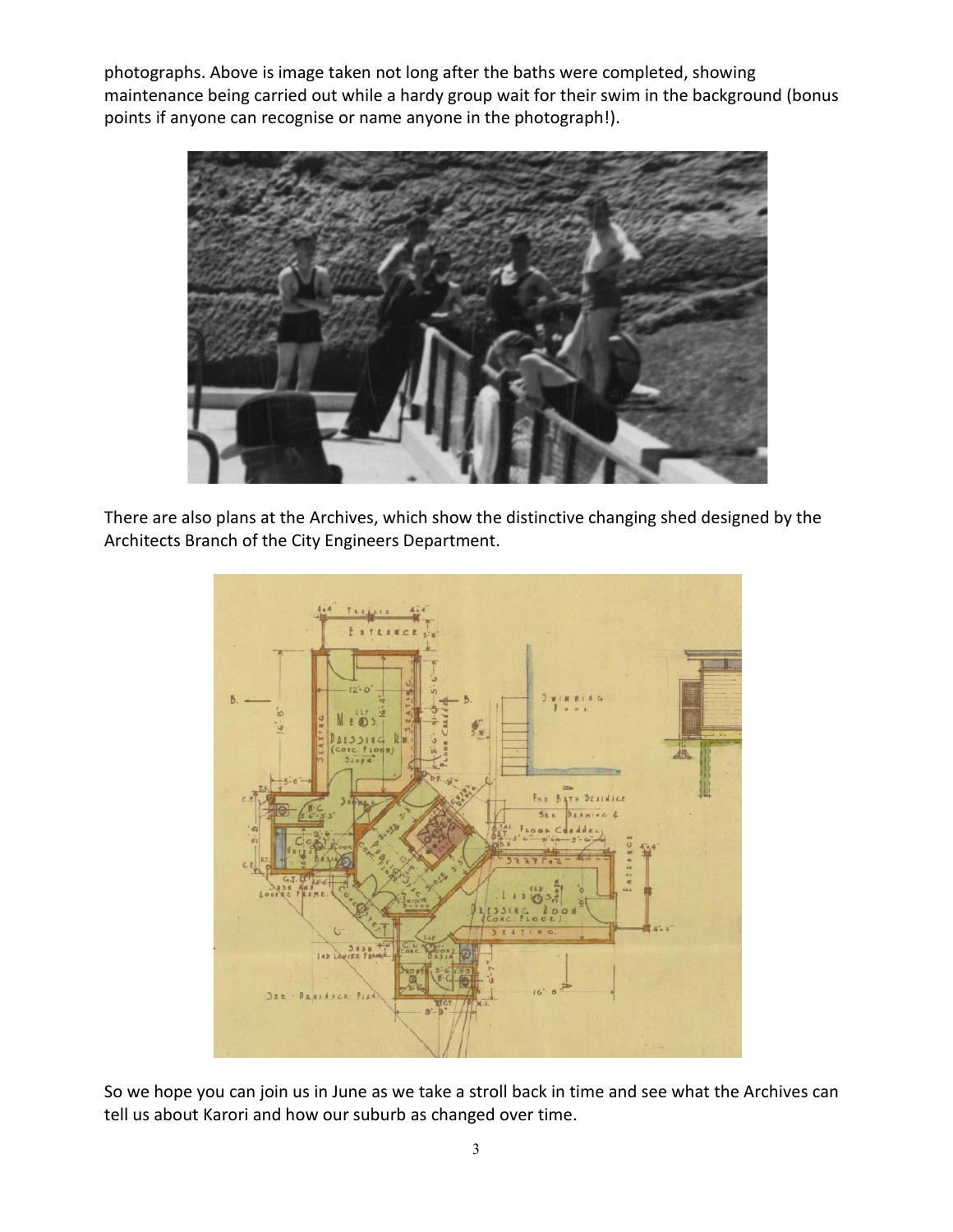photographs. Above is image taken not long after the baths were completed, showing maintenance being carried out while a hardy group wait for their swim in the background (bonus points if anyone can recognise or name anyone in the photograph!).

There are also plans at the Archives, which show the distinctive changing shed designed by the Architects Branch of the City Engineers Department.

So we hope you can join us in June as we take a stroll back in time and see what the Archives can tell us about Karori and how our suburb as changed over time.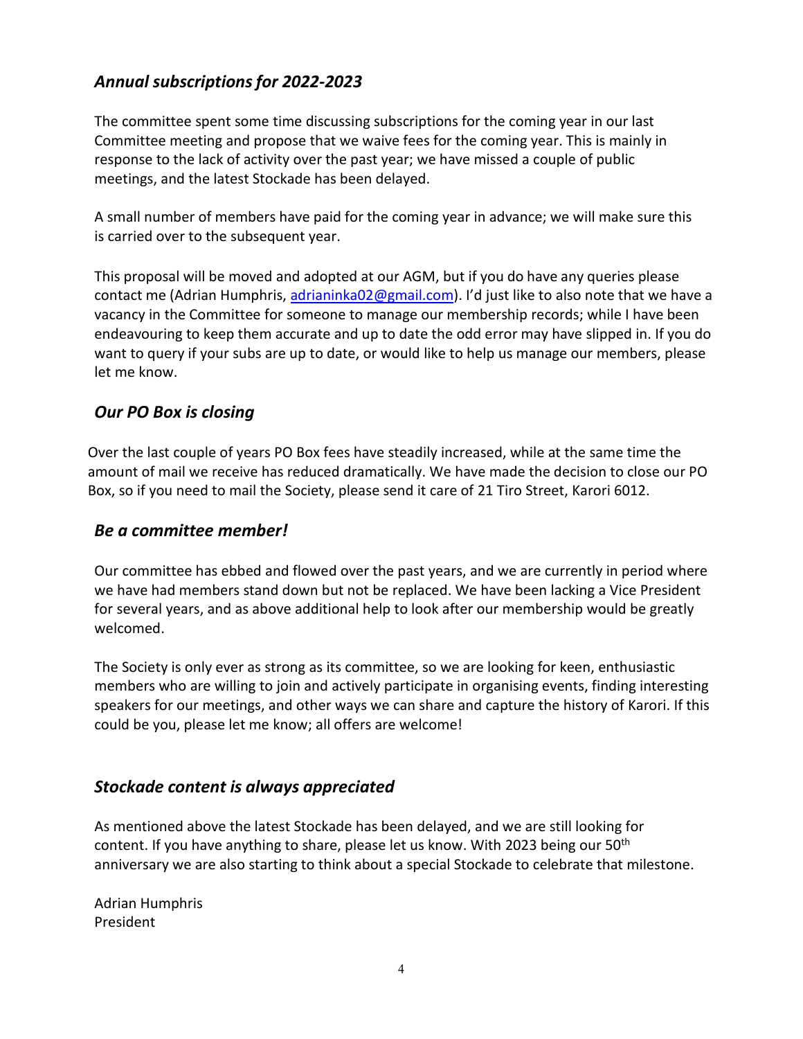## *Annual subscriptions for 2022-2023*

The committee spent some time discussing subscriptions for the coming year in our last Committee meeting and propose that we waive fees for the coming year. This is mainly in response to the lack of activity over the past year; we have missed a couple of public meetings, and the latest Stockade has been delayed.

A small number of members have paid for the coming year in advance; we will make sure this is carried over to the subsequent year.

This proposal will be moved and adopted at our AGM, but if you do have any queries please contact me (Adrian Humphris, adrianinka02@gmail.com). I'd just like to also note that we have a vacancy in the Committee for someone to manage our membership records; while I have been endeavouring to keep them accurate and up to date the odd error may have slipped in. If you do want to query if your subs are up to date, or would like to help us manage our members, please let me know.

## *Our PO Box is closing*

Over the last couple of years PO Box fees have steadily increased, while at the same time the amount of mail we receive has reduced dramatically. We have made the decision to close our PO Box, so if you need to mail the Society, please send it care of 21 Tiro Street, Karori 6012.

## *Be a committee member!*

Our committee has ebbed and flowed over the past years, and we are currently in period where we have had members stand down but not be replaced. We have been lacking a Vice President for several years, and as above additional help to look after our membership would be greatly welcomed.

The Society is only ever as strong as its committee, so we are looking for keen, enthusiastic members who are willing to join and actively participate in organising events, finding interesting speakers for our meetings, and other ways we can share and capture the history of Karori. If this could be you, please let me know; all offers are welcome!

## *Stockade content is always appreciated*

As mentioned above the latest Stockade has been delayed, and we are still looking for content. If you have anything to share, please let us know. With 2023 being our 50th anniversary we are also starting to think about a special Stockade to celebrate that milestone.

Adrian Humphris
President